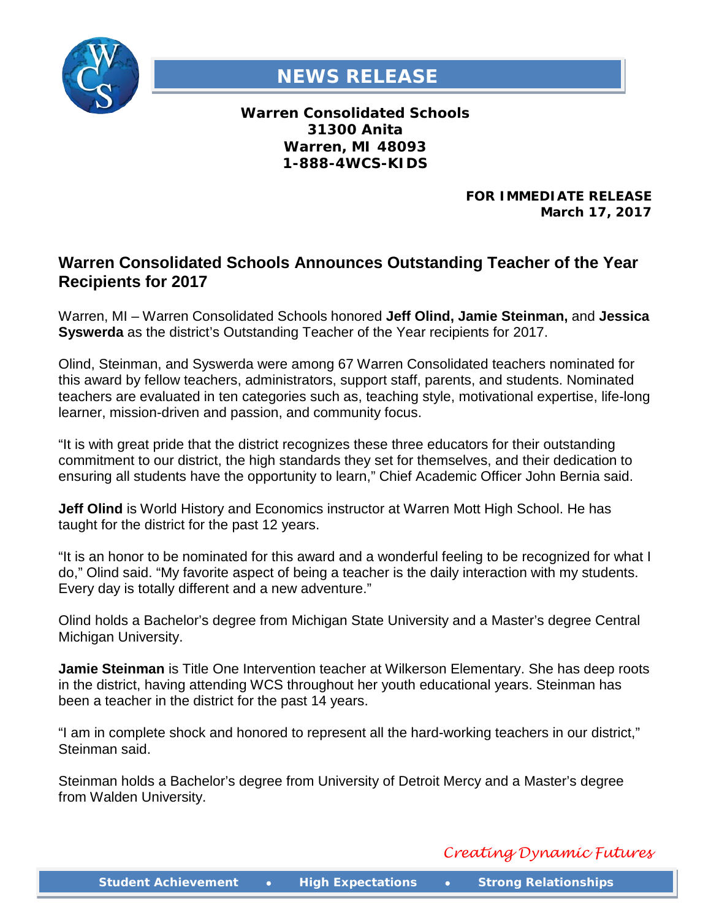# NEWS RELEASE

**Warren Consolidated Schools**
**31300 Anita**
**Warren, MI 48093**
**1-888-4WCS-KIDS**

**FOR IMMEDIATE RELEASE**
**March 17, 2017**

## Warren Consolidated Schools Announces Outstanding Teacher of the Year Recipients for 2017

Warren, MI – Warren Consolidated Schools honored **Jeff Olind, Jamie Steinman,** and **Jessica Syswerda** as the district's Outstanding Teacher of the Year recipients for 2017.

Olind, Steinman, and Syswerda were among 67 Warren Consolidated teachers nominated for this award by fellow teachers, administrators, support staff, parents, and students. Nominated teachers are evaluated in ten categories such as, teaching style, motivational expertise, life-long learner, mission-driven and passion, and community focus.

"It is with great pride that the district recognizes these three educators for their outstanding commitment to our district, the high standards they set for themselves, and their dedication to ensuring all students have the opportunity to learn," Chief Academic Officer John Bernia said.

**Jeff Olind** is World History and Economics instructor at Warren Mott High School. He has taught for the district for the past 12 years.

"It is an honor to be nominated for this award and a wonderful feeling to be recognized for what I do," Olind said. "My favorite aspect of being a teacher is the daily interaction with my students. Every day is totally different and a new adventure."

Olind holds a Bachelor's degree from Michigan State University and a Master's degree Central Michigan University.

**Jamie Steinman** is Title One Intervention teacher at Wilkerson Elementary. She has deep roots in the district, having attending WCS throughout her youth educational years. Steinman has been a teacher in the district for the past 14 years.

"I am in complete shock and honored to represent all the hard-working teachers in our district," Steinman said.

Steinman holds a Bachelor's degree from University of Detroit Mercy and a Master's degree from Walden University.

*Creating Dynamic Futures*

**Student Achievement • High Expectations • Strong Relationships**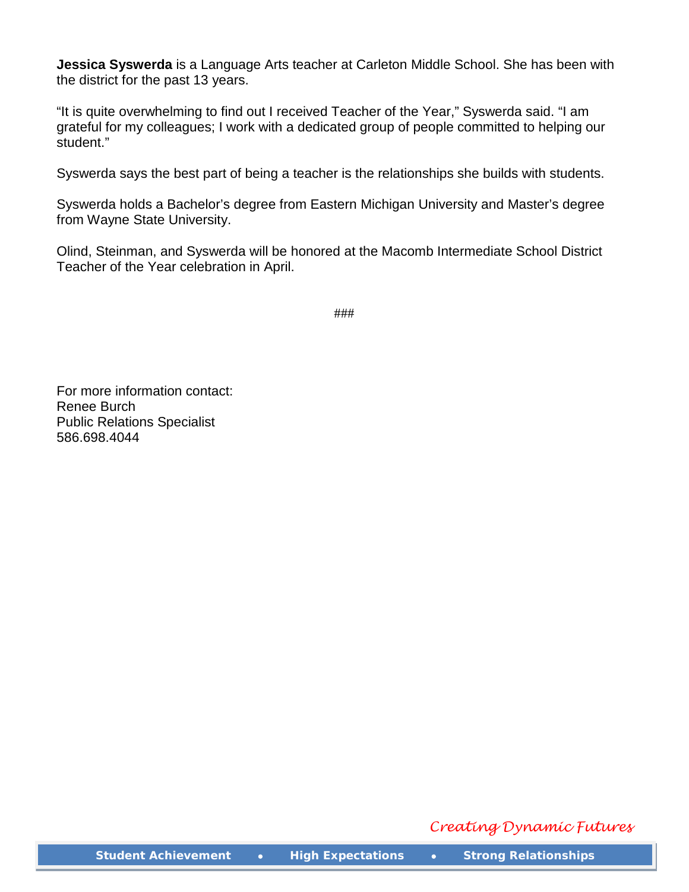**Jessica Syswerda** is a Language Arts teacher at Carleton Middle School. She has been with the district for the past 13 years.

"It is quite overwhelming to find out I received Teacher of the Year," Syswerda said. "I am grateful for my colleagues; I work with a dedicated group of people committed to helping our student."

Syswerda says the best part of being a teacher is the relationships she builds with students.

Syswerda holds a Bachelor's degree from Eastern Michigan University and Master's degree from Wayne State University.

Olind, Steinman, and Syswerda will be honored at the Macomb Intermediate School District Teacher of the Year celebration in April.

###

For more information contact:
Renee Burch
Public Relations Specialist
586.698.4044

*Creating Dynamic Futures*

**Student Achievement • High Expectations • Strong Relationships**